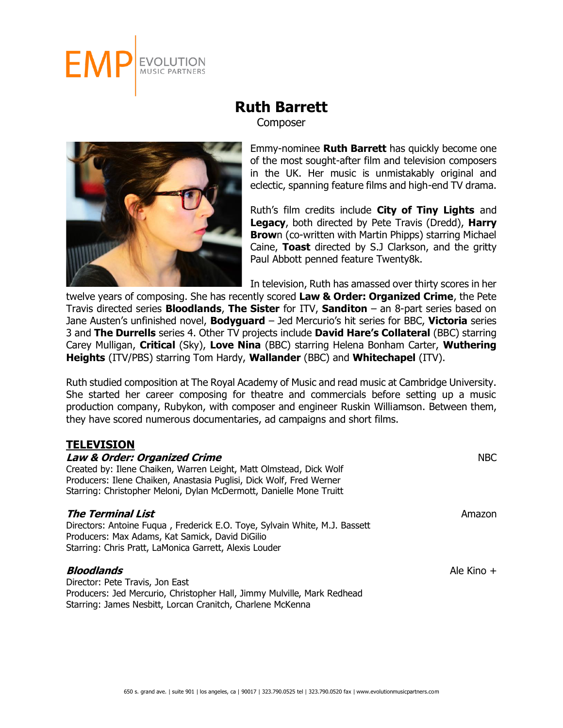EMP | EVOLUTION MUSIC PARTNERS

# Ruth Barrett

Composer

Emmy-nominee **Ruth Barrett** has quickly become one of the most sought-after film and television composers in the UK. Her music is unmistakably original and eclectic, spanning feature films and high-end TV drama.

Ruth's film credits include **City of Tiny Lights** and **Legacy**, both directed by Pete Travis (Dredd), **Harry Brow**n (co-written with Martin Phipps) starring Michael Caine, **Toast** directed by S.J Clarkson, and the gritty Paul Abbott penned feature Twenty8k.

In television, Ruth has amassed over thirty scores in her twelve years of composing. She has recently scored **Law & Order: Organized Crime**, the Pete Travis directed series **Bloodlands**, **The Sister** for ITV, **Sanditon** – an 8-part series based on Jane Austen's unfinished novel, **Bodyguard** – Jed Mercurio's hit series for BBC, **Victoria** series 3 and **The Durrells** series 4. Other TV projects include **David Hare's Collateral** (BBC) starring Carey Mulligan, **Critical** (Sky), **Love Nina** (BBC) starring Helena Bonham Carter, **Wuthering Heights** (ITV/PBS) starring Tom Hardy, **Wallander** (BBC) and **Whitechapel** (ITV).

Ruth studied composition at The Royal Academy of Music and read music at Cambridge University. She started her career composing for theatre and commercials before setting up a music production company, Rubykon, with composer and engineer Ruskin Williamson. Between them, they have scored numerous documentaries, ad campaigns and short films.

## TELEVISION

***Law & Order: Organized Crime*** — NBC
Created by: Ilene Chaiken, Warren Leight, Matt Olmstead, Dick Wolf
Producers: Ilene Chaiken, Anastasia Puglisi, Dick Wolf, Fred Werner
Starring: Christopher Meloni, Dylan McDermott, Danielle Mone Truitt

***The Terminal List*** — Amazon
Directors: Antoine Fuqua , Frederick E.O. Toye, Sylvain White, M.J. Bassett
Producers: Max Adams, Kat Samick, David DiGilio
Starring: Chris Pratt, LaMonica Garrett, Alexis Louder

***Bloodlands*** — Ale Kino +
Director: Pete Travis, Jon East
Producers: Jed Mercurio, Christopher Hall, Jimmy Mulville, Mark Redhead
Starring: James Nesbitt, Lorcan Cranitch, Charlene McKenna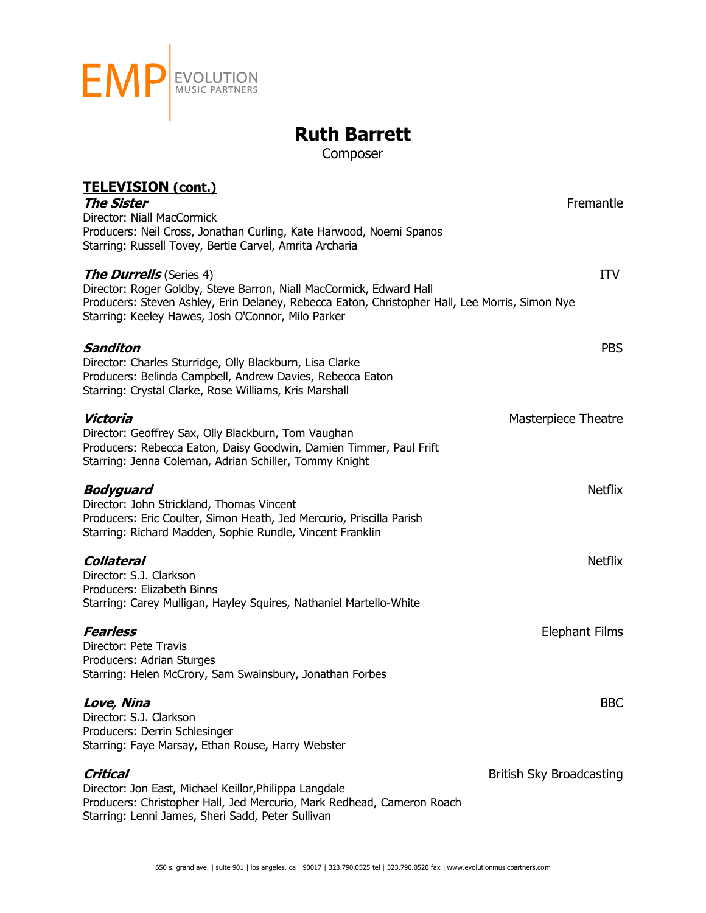EMP EVOLUTION MUSIC PARTNERS

# Ruth Barrett

Composer

## TELEVISION (cont.)

***The Sister*** — Fremantle
Director: Niall MacCormick
Producers: Neil Cross, Jonathan Curling, Kate Harwood, Noemi Spanos
Starring: Russell Tovey, Bertie Carvel, Amrita Archaria

***The Durrells*** (Series 4) — ITV
Director: Roger Goldby, Steve Barron, Niall MacCormick, Edward Hall
Producers: Steven Ashley, Erin Delaney, Rebecca Eaton, Christopher Hall, Lee Morris, Simon Nye
Starring: Keeley Hawes, Josh O'Connor, Milo Parker

***Sanditon*** — PBS
Director: Charles Sturridge, Olly Blackburn, Lisa Clarke
Producers: Belinda Campbell, Andrew Davies, Rebecca Eaton
Starring: Crystal Clarke, Rose Williams, Kris Marshall

***Victoria*** — Masterpiece Theatre
Director: Geoffrey Sax, Olly Blackburn, Tom Vaughan
Producers: Rebecca Eaton, Daisy Goodwin, Damien Timmer, Paul Frift
Starring: Jenna Coleman, Adrian Schiller, Tommy Knight

***Bodyguard*** — Netflix
Director: John Strickland, Thomas Vincent
Producers: Eric Coulter, Simon Heath, Jed Mercurio, Priscilla Parish
Starring: Richard Madden, Sophie Rundle, Vincent Franklin

***Collateral*** — Netflix
Director: S.J. Clarkson
Producers: Elizabeth Binns
Starring: Carey Mulligan, Hayley Squires, Nathaniel Martello-White

***Fearless*** — Elephant Films
Director: Pete Travis
Producers: Adrian Sturges
Starring: Helen McCrory, Sam Swainsbury, Jonathan Forbes

***Love, Nina*** — BBC
Director: S.J. Clarkson
Producers: Derrin Schlesinger
Starring: Faye Marsay, Ethan Rouse, Harry Webster

***Critical*** — British Sky Broadcasting
Director: Jon East, Michael Keillor,Philippa Langdale
Producers: Christopher Hall, Jed Mercurio, Mark Redhead, Cameron Roach
Starring: Lenni James, Sheri Sadd, Peter Sullivan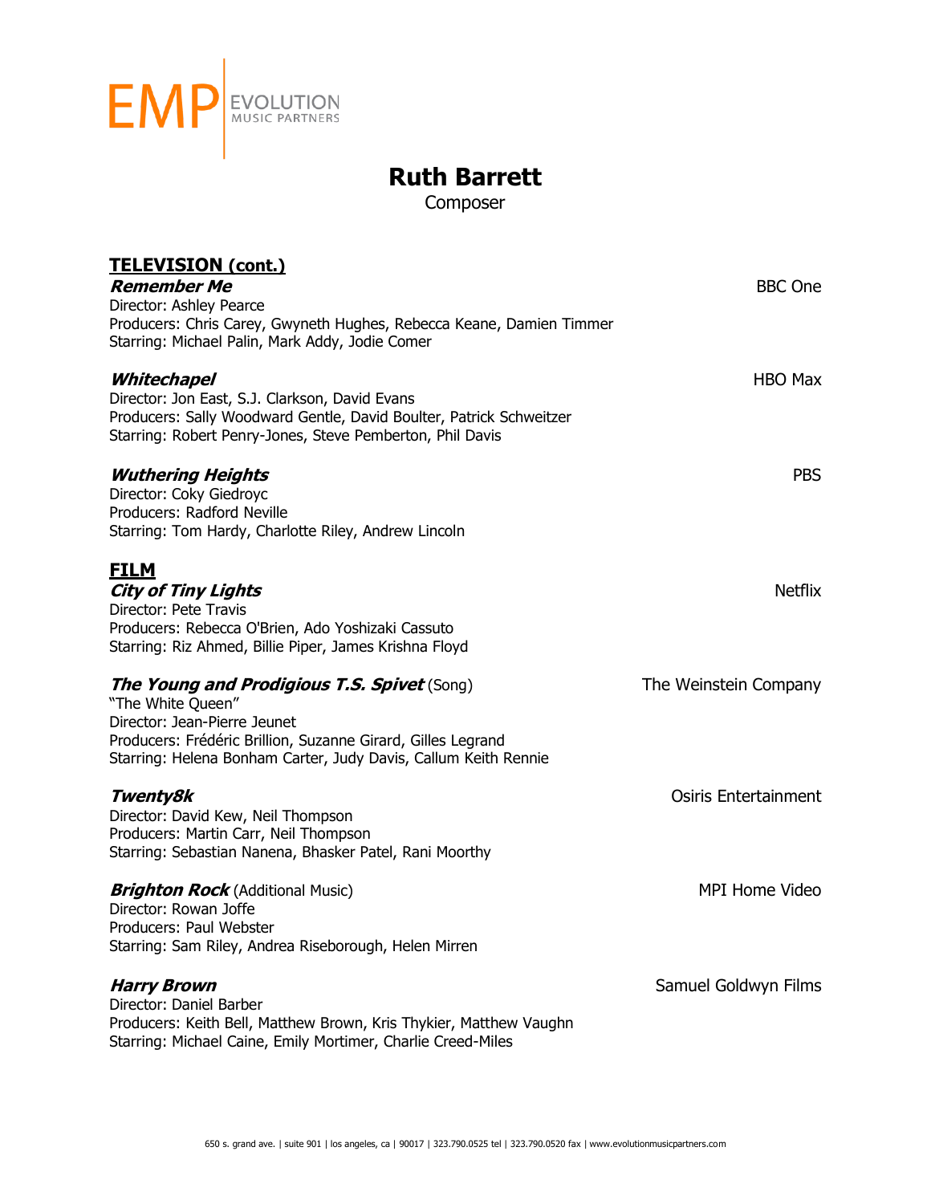EMP EVOLUTION MUSIC PARTNERS

# Ruth Barrett

Composer

## TELEVISION (cont.)

***Remember Me*** — BBC One
Director: Ashley Pearce
Producers: Chris Carey, Gwyneth Hughes, Rebecca Keane, Damien Timmer
Starring: Michael Palin, Mark Addy, Jodie Comer

***Whitechapel*** — HBO Max
Director: Jon East, S.J. Clarkson, David Evans
Producers: Sally Woodward Gentle, David Boulter, Patrick Schweitzer
Starring: Robert Penry-Jones, Steve Pemberton, Phil Davis

***Wuthering Heights*** — PBS
Director: Coky Giedroyc
Producers: Radford Neville
Starring: Tom Hardy, Charlotte Riley, Andrew Lincoln

## FILM

***City of Tiny Lights*** — Netflix
Director: Pete Travis
Producers: Rebecca O'Brien, Ado Yoshizaki Cassuto
Starring: Riz Ahmed, Billie Piper, James Krishna Floyd

***The Young and Prodigious T.S. Spivet*** (Song) — The Weinstein Company
"The White Queen"
Director: Jean-Pierre Jeunet
Producers: Frédéric Brillion, Suzanne Girard, Gilles Legrand
Starring: Helena Bonham Carter, Judy Davis, Callum Keith Rennie

***Twenty8k*** — Osiris Entertainment
Director: David Kew, Neil Thompson
Producers: Martin Carr, Neil Thompson
Starring: Sebastian Nanena, Bhasker Patel, Rani Moorthy

***Brighton Rock*** (Additional Music) — MPI Home Video
Director: Rowan Joffe
Producers: Paul Webster
Starring: Sam Riley, Andrea Riseborough, Helen Mirren

***Harry Brown*** — Samuel Goldwyn Films
Director: Daniel Barber
Producers: Keith Bell, Matthew Brown, Kris Thykier, Matthew Vaughn
Starring: Michael Caine, Emily Mortimer, Charlie Creed-Miles

650 s. grand ave. | suite 901 | los angeles, ca | 90017 | 323.790.0525 tel | 323.790.0520 fax | www.evolutionmusicpartners.com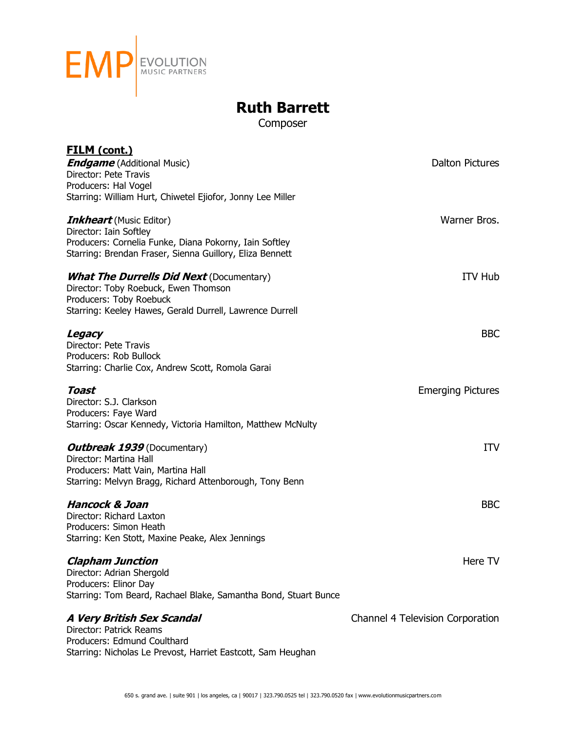# Ruth Barrett

Composer

**FILM (cont.)**

***Endgame*** (Additional Music) — Dalton Pictures
Director: Pete Travis
Producers: Hal Vogel
Starring: William Hurt, Chiwetel Ejiofor, Jonny Lee Miller

***Inkheart*** (Music Editor) — Warner Bros.
Director: Iain Softley
Producers: Cornelia Funke, Diana Pokorny, Iain Softley
Starring: Brendan Fraser, Sienna Guillory, Eliza Bennett

***What The Durrells Did Next*** (Documentary) — ITV Hub
Director: Toby Roebuck, Ewen Thomson
Producers: Toby Roebuck
Starring: Keeley Hawes, Gerald Durrell, Lawrence Durrell

***Legacy*** — BBC
Director: Pete Travis
Producers: Rob Bullock
Starring: Charlie Cox, Andrew Scott, Romola Garai

***Toast*** — Emerging Pictures
Director: S.J. Clarkson
Producers: Faye Ward
Starring: Oscar Kennedy, Victoria Hamilton, Matthew McNulty

***Outbreak 1939*** (Documentary) — ITV
Director: Martina Hall
Producers: Matt Vain, Martina Hall
Starring: Melvyn Bragg, Richard Attenborough, Tony Benn

***Hancock & Joan*** — BBC
Director: Richard Laxton
Producers: Simon Heath
Starring: Ken Stott, Maxine Peake, Alex Jennings

***Clapham Junction*** — Here TV
Director: Adrian Shergold
Producers: Elinor Day
Starring: Tom Beard, Rachael Blake, Samantha Bond, Stuart Bunce

***A Very British Sex Scandal*** — Channel 4 Television Corporation
Director: Patrick Reams
Producers: Edmund Coulthard
Starring: Nicholas Le Prevost, Harriet Eastcott, Sam Heughan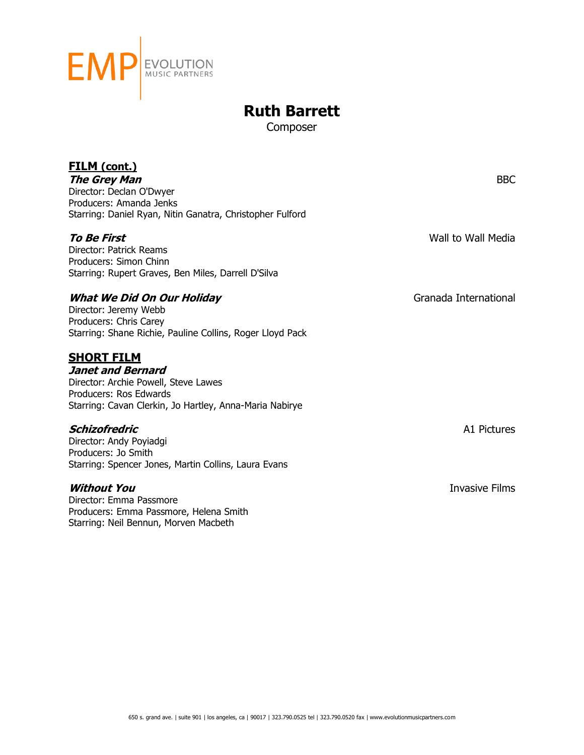# Ruth Barrett

Composer

## FILM (cont.)

***The Grey Man*** — BBC
Director: Declan O'Dwyer
Producers: Amanda Jenks
Starring: Daniel Ryan, Nitin Ganatra, Christopher Fulford

***To Be First*** — Wall to Wall Media
Director: Patrick Reams
Producers: Simon Chinn
Starring: Rupert Graves, Ben Miles, Darrell D'Silva

***What We Did On Our Holiday*** — Granada International
Director: Jeremy Webb
Producers: Chris Carey
Starring: Shane Richie, Pauline Collins, Roger Lloyd Pack

## SHORT FILM

***Janet and Bernard***
Director: Archie Powell, Steve Lawes
Producers: Ros Edwards
Starring: Cavan Clerkin, Jo Hartley, Anna-Maria Nabirye

***Schizofredric*** — A1 Pictures
Director: Andy Poyiadgi
Producers: Jo Smith
Starring: Spencer Jones, Martin Collins, Laura Evans

***Without You*** — Invasive Films
Director: Emma Passmore
Producers: Emma Passmore, Helena Smith
Starring: Neil Bennun, Morven Macbeth